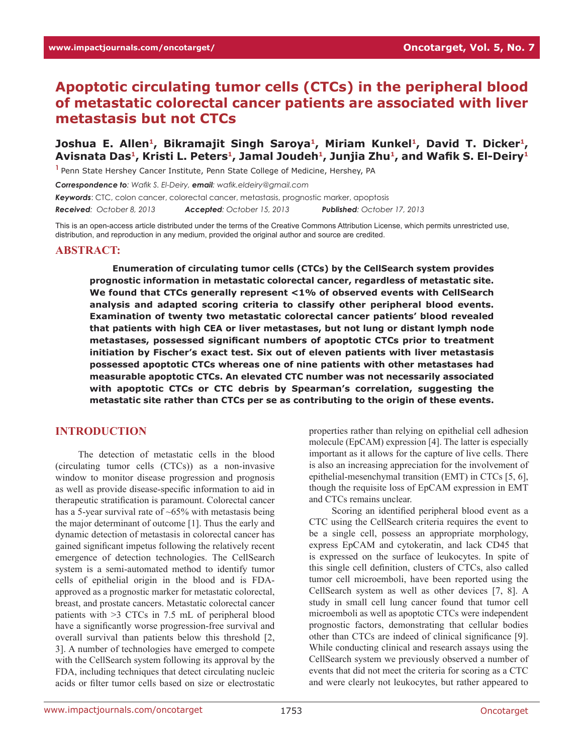# Apoptotic circulating tumor cells (CTCs) in the peripheral blood of metastatic colorectal cancer patients are associated with liver metastasis but not CTCs

**Joshua E. Allen[1], Bikramajit Singh Saroya[1], Miriam Kunkel[1], David T. Dicker[1], Avisnata Das[1], Kristi L. Peters[1], Jamal Joudeh[1], Junjia Zhu[1], and Wafik S. El-Deiry[1]**

[1] Penn State Hershey Cancer Institute, Penn State College of Medicine, Hershey, PA

***Correspondence to**: Wafik S. El-Deiry, **email**: wafik.eldeiry@gmail.com*

***Keywords**: CTC, colon cancer, colorectal cancer, metastasis, prognostic marker, apoptosis*

***Received**: October 8, 2013 **Accepted**: October 15, 2013 **Published**: October 17, 2013*

This is an open-access article distributed under the terms of the Creative Commons Attribution License, which permits unrestricted use, distribution, and reproduction in any medium, provided the original author and source are credited.

## ABSTRACT:

**Enumeration of circulating tumor cells (CTCs) by the CellSearch system provides prognostic information in metastatic colorectal cancer, regardless of metastatic site. We found that CTCs generally represent <1% of observed events with CellSearch analysis and adapted scoring criteria to classify other peripheral blood events. Examination of twenty two metastatic colorectal cancer patients' blood revealed that patients with high CEA or liver metastases, but not lung or distant lymph node metastases, possessed significant numbers of apoptotic CTCs prior to treatment initiation by Fischer's exact test. Six out of eleven patients with liver metastasis possessed apoptotic CTCs whereas one of nine patients with other metastases had measurable apoptotic CTCs. An elevated CTC number was not necessarily associated with apoptotic CTCs or CTC debris by Spearman's correlation, suggesting the metastatic site rather than CTCs per se as contributing to the origin of these events.**

## INTRODUCTION

The detection of metastatic cells in the blood (circulating tumor cells (CTCs)) as a non-invasive window to monitor disease progression and prognosis as well as provide disease-specific information to aid in therapeutic stratification is paramount. Colorectal cancer has a 5-year survival rate of ~65% with metastasis being the major determinant of outcome [1]. Thus the early and dynamic detection of metastasis in colorectal cancer has gained significant impetus following the relatively recent emergence of detection technologies. The CellSearch system is a semi-automated method to identify tumor cells of epithelial origin in the blood and is FDA-approved as a prognostic marker for metastatic colorectal, breast, and prostate cancers. Metastatic colorectal cancer patients with >3 CTCs in 7.5 mL of peripheral blood have a significantly worse progression-free survival and overall survival than patients below this threshold [2, 3]. A number of technologies have emerged to compete with the CellSearch system following its approval by the FDA, including techniques that detect circulating nucleic acids or filter tumor cells based on size or electrostatic properties rather than relying on epithelial cell adhesion molecule (EpCAM) expression [4]. The latter is especially important as it allows for the capture of live cells. There is also an increasing appreciation for the involvement of epithelial-mesenchymal transition (EMT) in CTCs [5, 6], though the requisite loss of EpCAM expression in EMT and CTCs remains unclear.

Scoring an identified peripheral blood event as a CTC using the CellSearch criteria requires the event to be a single cell, possess an appropriate morphology, express EpCAM and cytokeratin, and lack CD45 that is expressed on the surface of leukocytes. In spite of this single cell definition, clusters of CTCs, also called tumor cell microemboli, have been reported using the CellSearch system as well as other devices [7, 8]. A study in small cell lung cancer found that tumor cell microemboli as well as apoptotic CTCs were independent prognostic factors, demonstrating that cellular bodies other than CTCs are indeed of clinical significance [9]. While conducting clinical and research assays using the CellSearch system we previously observed a number of events that did not meet the criteria for scoring as a CTC and were clearly not leukocytes, but rather appeared to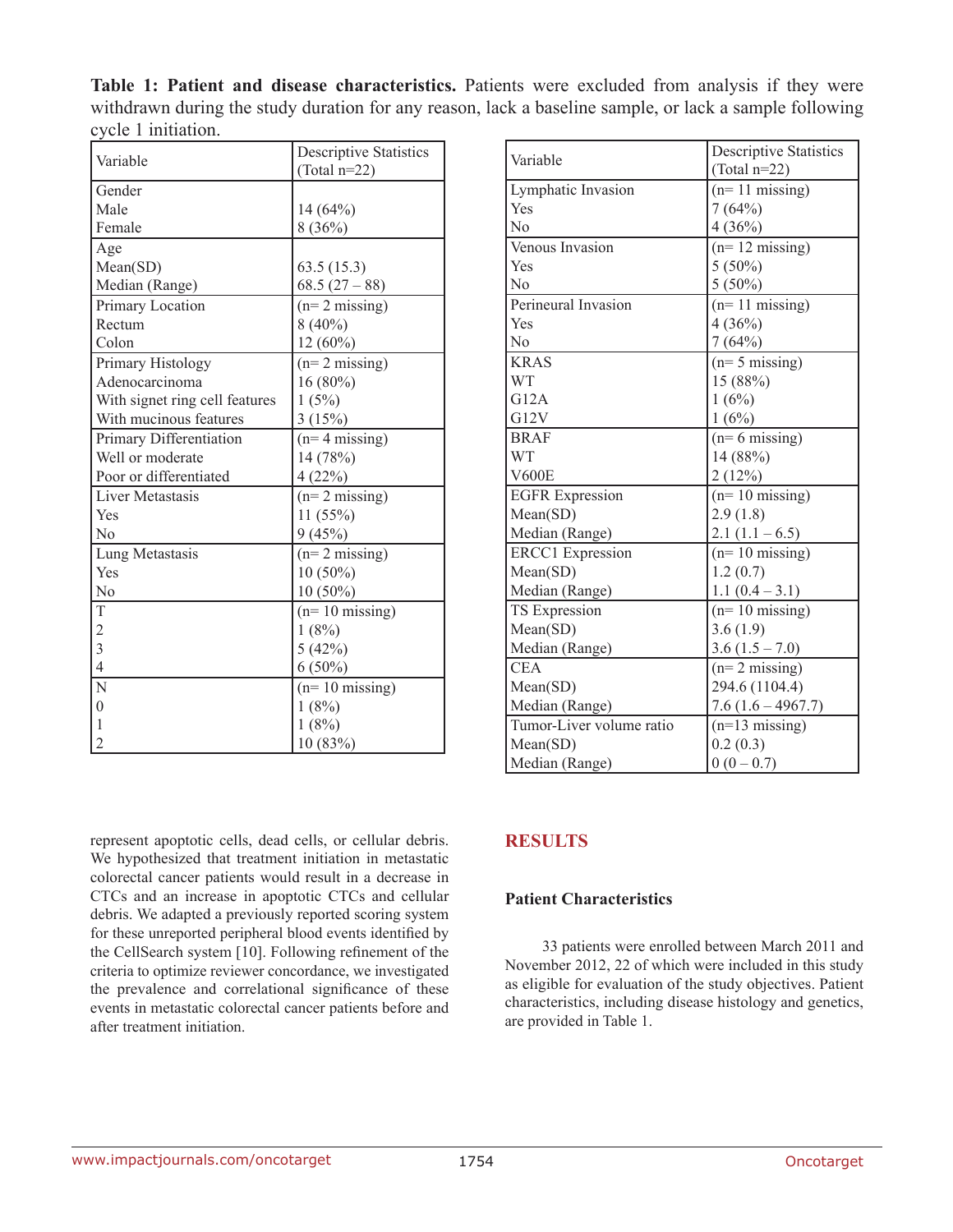**Table 1: Patient and disease characteristics.** Patients were excluded from analysis if they were withdrawn during the study duration for any reason, lack a baseline sample, or lack a sample following cycle 1 initiation.

| Variable | Descriptive Statistics (Total n=22) |
|---|---|
| Gender | |
| Male | 14 (64%) |
| Female | 8 (36%) |
| Age | |
| Mean(SD) | 63.5 (15.3) |
| Median (Range) | 68.5 (27 – 88) |
| Primary Location | (n= 2 missing) |
| Rectum | 8 (40%) |
| Colon | 12 (60%) |
| Primary Histology | (n= 2 missing) |
| Adenocarcinoma | 16 (80%) |
| With signet ring cell features | 1 (5%) |
| With mucinous features | 3 (15%) |
| Primary Differentiation | (n= 4 missing) |
| Well or moderate | 14 (78%) |
| Poor or differentiated | 4 (22%) |
| Liver Metastasis | (n= 2 missing) |
| Yes | 11 (55%) |
| No | 9 (45%) |
| Lung Metastasis | (n= 2 missing) |
| Yes | 10 (50%) |
| No | 10 (50%) |
| T | (n= 10 missing) |
| 2 | 1 (8%) |
| 3 | 5 (42%) |
| 4 | 6 (50%) |
| N | (n= 10 missing) |
| 0 | 1 (8%) |
| 1 | 1 (8%) |
| 2 | 10 (83%) |
| Lymphatic Invasion | (n= 11 missing) |
| Yes | 7 (64%) |
| No | 4 (36%) |
| Venous Invasion | (n= 12 missing) |
| Yes | 5 (50%) |
| No | 5 (50%) |
| Perineural Invasion | (n= 11 missing) |
| Yes | 4 (36%) |
| No | 7 (64%) |
| KRAS | (n= 5 missing) |
| WT | 15 (88%) |
| G12A | 1 (6%) |
| G12V | 1 (6%) |
| BRAF | (n= 6 missing) |
| WT | 14 (88%) |
| V600E | 2 (12%) |
| EGFR Expression | (n= 10 missing) |
| Mean(SD) | 2.9 (1.8) |
| Median (Range) | 2.1 (1.1 – 6.5) |
| ERCC1 Expression | (n= 10 missing) |
| Mean(SD) | 1.2 (0.7) |
| Median (Range) | 1.1 (0.4 – 3.1) |
| TS Expression | (n= 10 missing) |
| Mean(SD) | 3.6 (1.9) |
| Median (Range) | 3.6 (1.5 – 7.0) |
| CEA | (n= 2 missing) |
| Mean(SD) | 294.6 (1104.4) |
| Median (Range) | 7.6 (1.6 – 4967.7) |
| Tumor-Liver volume ratio | (n=13 missing) |
| Mean(SD) | 0.2 (0.3) |
| Median (Range) | 0 (0 – 0.7) |

represent apoptotic cells, dead cells, or cellular debris. We hypothesized that treatment initiation in metastatic colorectal cancer patients would result in a decrease in CTCs and an increase in apoptotic CTCs and cellular debris. We adapted a previously reported scoring system for these unreported peripheral blood events identified by the CellSearch system [10]. Following refinement of the criteria to optimize reviewer concordance, we investigated the prevalence and correlational significance of these events in metastatic colorectal cancer patients before and after treatment initiation.

## RESULTS

### Patient Characteristics

33 patients were enrolled between March 2011 and November 2012, 22 of which were included in this study as eligible for evaluation of the study objectives. Patient characteristics, including disease histology and genetics, are provided in Table 1.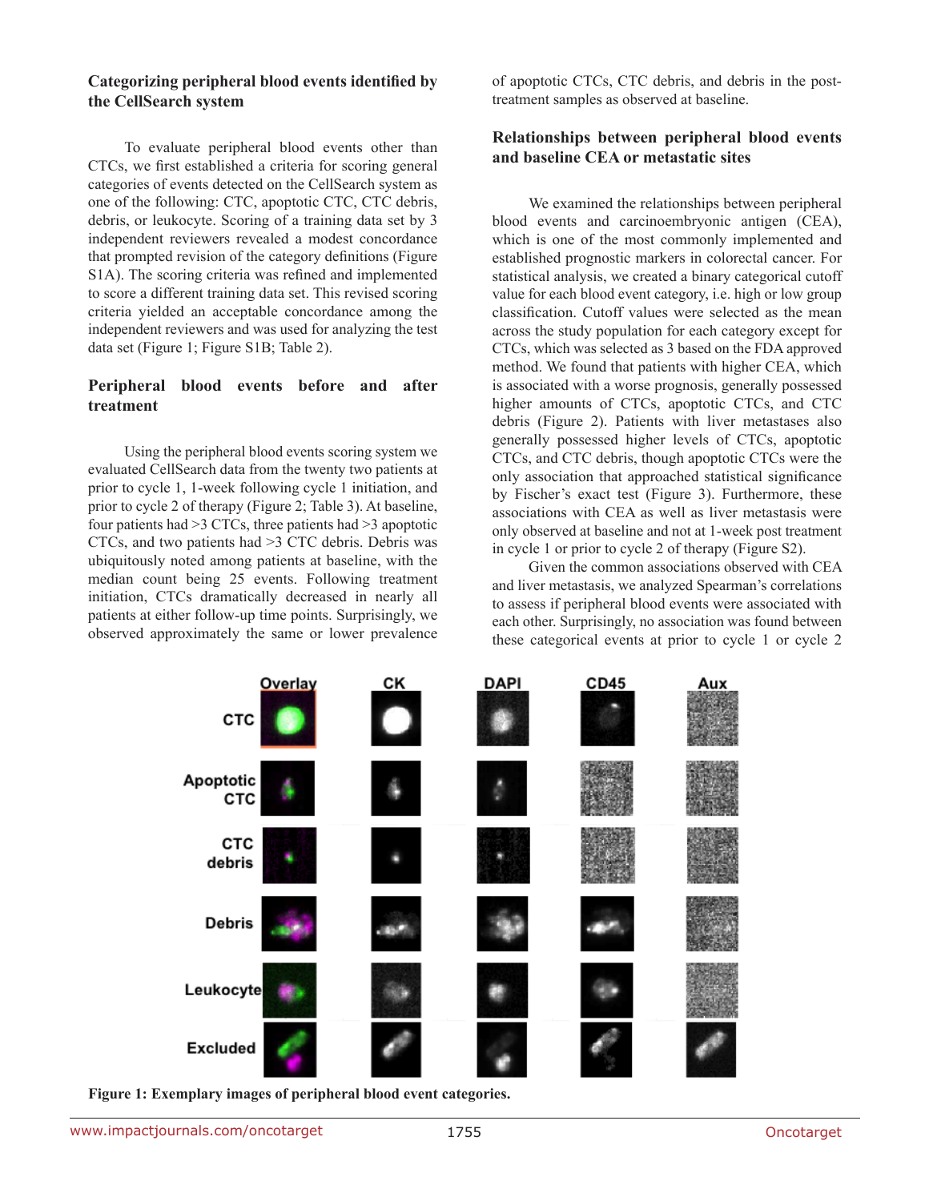### Categorizing peripheral blood events identified by the CellSearch system

To evaluate peripheral blood events other than CTCs, we first established a criteria for scoring general categories of events detected on the CellSearch system as one of the following: CTC, apoptotic CTC, CTC debris, debris, or leukocyte. Scoring of a training data set by 3 independent reviewers revealed a modest concordance that prompted revision of the category definitions (Figure S1A). The scoring criteria was refined and implemented to score a different training data set. This revised scoring criteria yielded an acceptable concordance among the independent reviewers and was used for analyzing the test data set (Figure 1; Figure S1B; Table 2).

### Peripheral blood events before and after treatment

Using the peripheral blood events scoring system we evaluated CellSearch data from the twenty two patients at prior to cycle 1, 1-week following cycle 1 initiation, and prior to cycle 2 of therapy (Figure 2; Table 3). At baseline, four patients had >3 CTCs, three patients had >3 apoptotic CTCs, and two patients had >3 CTC debris. Debris was ubiquitously noted among patients at baseline, with the median count being 25 events. Following treatment initiation, CTCs dramatically decreased in nearly all patients at either follow-up time points. Surprisingly, we observed approximately the same or lower prevalence of apoptotic CTCs, CTC debris, and debris in the post-treatment samples as observed at baseline.

### Relationships between peripheral blood events and baseline CEA or metastatic sites

We examined the relationships between peripheral blood events and carcinoembryonic antigen (CEA), which is one of the most commonly implemented and established prognostic markers in colorectal cancer. For statistical analysis, we created a binary categorical cutoff value for each blood event category, i.e. high or low group classification. Cutoff values were selected as the mean across the study population for each category except for CTCs, which was selected as 3 based on the FDA approved method. We found that patients with higher CEA, which is associated with a worse prognosis, generally possessed higher amounts of CTCs, apoptotic CTCs, and CTC debris (Figure 2). Patients with liver metastases also generally possessed higher levels of CTCs, apoptotic CTCs, and CTC debris, though apoptotic CTCs were the only association that approached statistical significance by Fischer's exact test (Figure 3). Furthermore, these associations with CEA as well as liver metastasis were only observed at baseline and not at 1-week post treatment in cycle 1 or prior to cycle 2 of therapy (Figure S2).

Given the common associations observed with CEA and liver metastasis, we analyzed Spearman's correlations to assess if peripheral blood events were associated with each other. Surprisingly, no association was found between these categorical events at prior to cycle 1 or cycle 2

**Figure 1: Exemplary images of peripheral blood event categories.**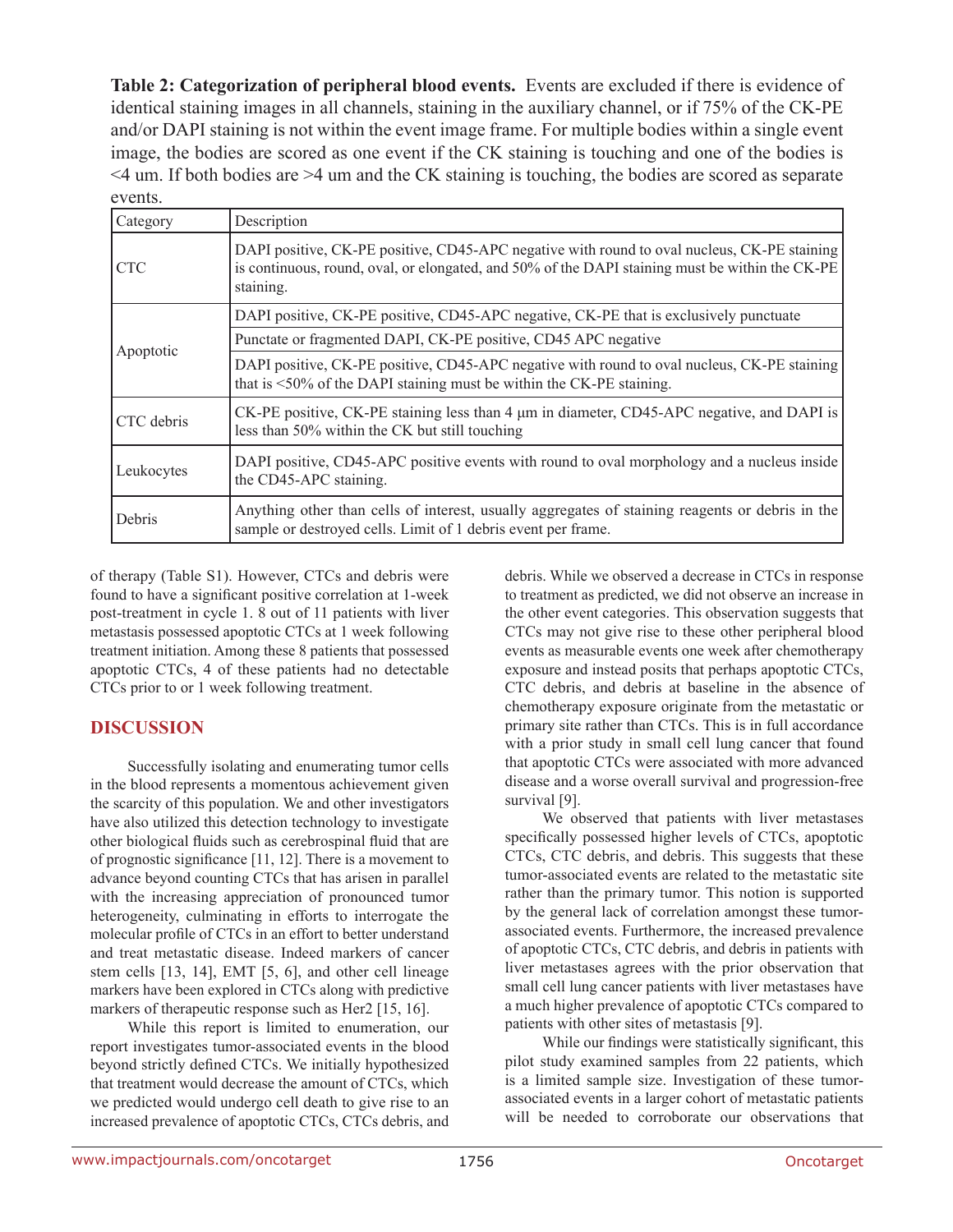**Table 2: Categorization of peripheral blood events.** Events are excluded if there is evidence of identical staining images in all channels, staining in the auxiliary channel, or if 75% of the CK-PE and/or DAPI staining is not within the event image frame. For multiple bodies within a single event image, the bodies are scored as one event if the CK staining is touching and one of the bodies is <4 um. If both bodies are >4 um and the CK staining is touching, the bodies are scored as separate events.

| Category | Description |
|---|---|
| CTC | DAPI positive, CK-PE positive, CD45-APC negative with round to oval nucleus, CK-PE staining is continuous, round, oval, or elongated, and 50% of the DAPI staining must be within the CK-PE staining. |
| Apoptotic | DAPI positive, CK-PE positive, CD45-APC negative, CK-PE that is exclusively punctuate |
| | Punctate or fragmented DAPI, CK-PE positive, CD45 APC negative |
| | DAPI positive, CK-PE positive, CD45-APC negative with round to oval nucleus, CK-PE staining that is <50% of the DAPI staining must be within the CK-PE staining. |
| CTC debris | CK-PE positive, CK-PE staining less than 4 µm in diameter, CD45-APC negative, and DAPI is less than 50% within the CK but still touching |
| Leukocytes | DAPI positive, CD45-APC positive events with round to oval morphology and a nucleus inside the CD45-APC staining. |
| Debris | Anything other than cells of interest, usually aggregates of staining reagents or debris in the sample or destroyed cells. Limit of 1 debris event per frame. |

of therapy (Table S1). However, CTCs and debris were found to have a significant positive correlation at 1-week post-treatment in cycle 1. 8 out of 11 patients with liver metastasis possessed apoptotic CTCs at 1 week following treatment initiation. Among these 8 patients that possessed apoptotic CTCs, 4 of these patients had no detectable CTCs prior to or 1 week following treatment.

## DISCUSSION

Successfully isolating and enumerating tumor cells in the blood represents a momentous achievement given the scarcity of this population. We and other investigators have also utilized this detection technology to investigate other biological fluids such as cerebrospinal fluid that are of prognostic significance [11, 12]. There is a movement to advance beyond counting CTCs that has arisen in parallel with the increasing appreciation of pronounced tumor heterogeneity, culminating in efforts to interrogate the molecular profile of CTCs in an effort to better understand and treat metastatic disease. Indeed markers of cancer stem cells [13, 14], EMT [5, 6], and other cell lineage markers have been explored in CTCs along with predictive markers of therapeutic response such as Her2 [15, 16].

While this report is limited to enumeration, our report investigates tumor-associated events in the blood beyond strictly defined CTCs. We initially hypothesized that treatment would decrease the amount of CTCs, which we predicted would undergo cell death to give rise to an increased prevalence of apoptotic CTCs, CTCs debris, and debris. While we observed a decrease in CTCs in response to treatment as predicted, we did not observe an increase in the other event categories. This observation suggests that CTCs may not give rise to these other peripheral blood events as measurable events one week after chemotherapy exposure and instead posits that perhaps apoptotic CTCs, CTC debris, and debris at baseline in the absence of chemotherapy exposure originate from the metastatic or primary site rather than CTCs. This is in full accordance with a prior study in small cell lung cancer that found that apoptotic CTCs were associated with more advanced disease and a worse overall survival and progression-free survival [9].

We observed that patients with liver metastases specifically possessed higher levels of CTCs, apoptotic CTCs, CTC debris, and debris. This suggests that these tumor-associated events are related to the metastatic site rather than the primary tumor. This notion is supported by the general lack of correlation amongst these tumor-associated events. Furthermore, the increased prevalence of apoptotic CTCs, CTC debris, and debris in patients with liver metastases agrees with the prior observation that small cell lung cancer patients with liver metastases have a much higher prevalence of apoptotic CTCs compared to patients with other sites of metastasis [9].

While our findings were statistically significant, this pilot study examined samples from 22 patients, which is a limited sample size. Investigation of these tumor-associated events in a larger cohort of metastatic patients will be needed to corroborate our observations that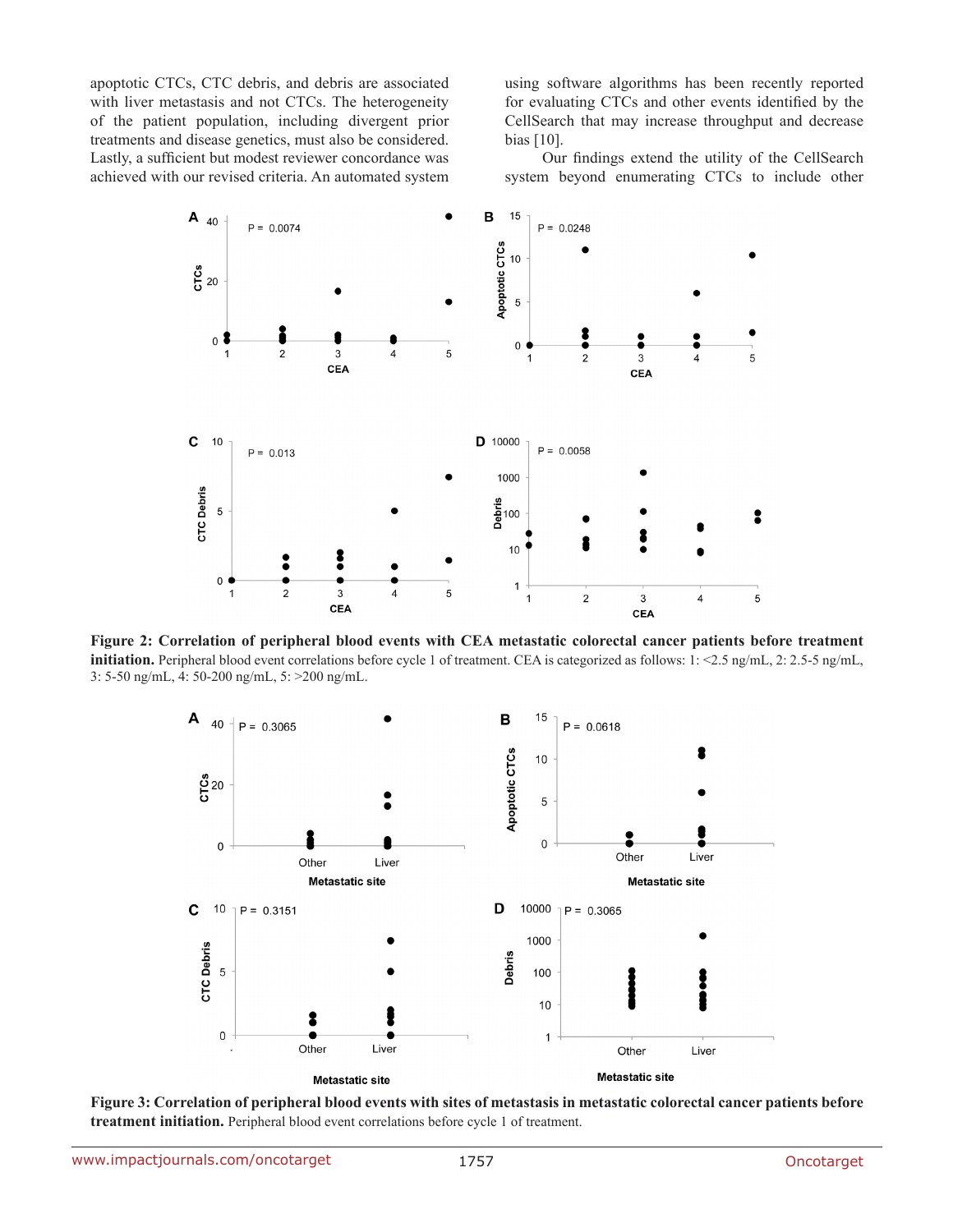apoptotic CTCs, CTC debris, and debris are associated with liver metastasis and not CTCs. The heterogeneity of the patient population, including divergent prior treatments and disease genetics, must also be considered. Lastly, a sufficient but modest reviewer concordance was achieved with our revised criteria. An automated system using software algorithms has been recently reported for evaluating CTCs and other events identified by the CellSearch that may increase throughput and decrease bias [10].

Our findings extend the utility of the CellSearch system beyond enumerating CTCs to include other

**Figure 2: Correlation of peripheral blood events with CEA metastatic colorectal cancer patients before treatment initiation.** Peripheral blood event correlations before cycle 1 of treatment. CEA is categorized as follows: 1: <2.5 ng/mL, 2: 2.5-5 ng/mL, 3: 5-50 ng/mL, 4: 50-200 ng/mL, 5: >200 ng/mL.

**Figure 3: Correlation of peripheral blood events with sites of metastasis in metastatic colorectal cancer patients before treatment initiation.** Peripheral blood event correlations before cycle 1 of treatment.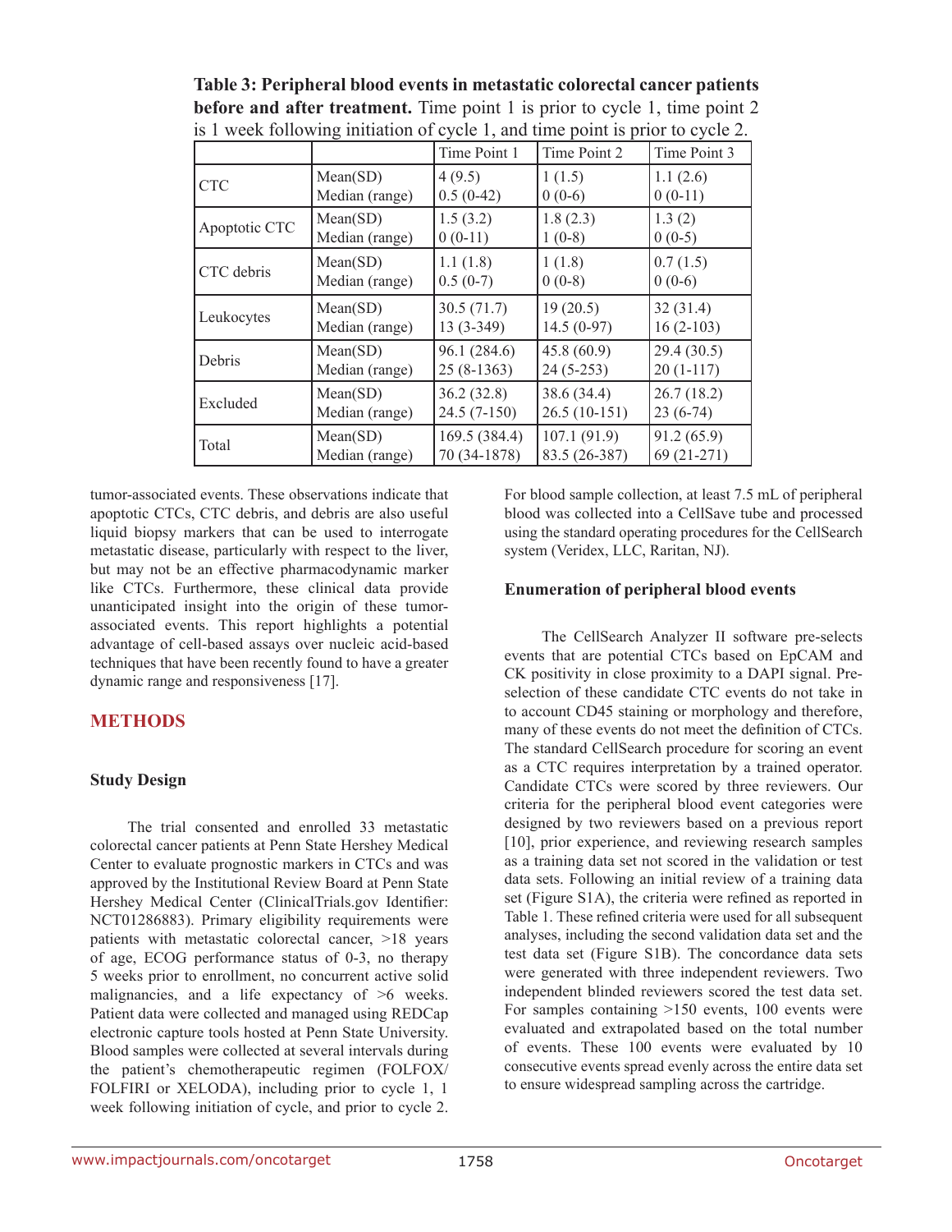**Table 3: Peripheral blood events in metastatic colorectal cancer patients before and after treatment.** Time point 1 is prior to cycle 1, time point 2 is 1 week following initiation of cycle 1, and time point is prior to cycle 2.

| | | Time Point 1 | Time Point 2 | Time Point 3 |
|---|---|---|---|---|
| CTC | Mean(SD)<br>Median (range) | 4 (9.5)<br>0.5 (0-42) | 1 (1.5)<br>0 (0-6) | 1.1 (2.6)<br>0 (0-11) |
| Apoptotic CTC | Mean(SD)<br>Median (range) | 1.5 (3.2)<br>0 (0-11) | 1.8 (2.3)<br>1 (0-8) | 1.3 (2)<br>0 (0-5) |
| CTC debris | Mean(SD)<br>Median (range) | 1.1 (1.8)<br>0.5 (0-7) | 1 (1.8)<br>0 (0-8) | 0.7 (1.5)<br>0 (0-6) |
| Leukocytes | Mean(SD)<br>Median (range) | 30.5 (71.7)<br>13 (3-349) | 19 (20.5)<br>14.5 (0-97) | 32 (31.4)<br>16 (2-103) |
| Debris | Mean(SD)<br>Median (range) | 96.1 (284.6)<br>25 (8-1363) | 45.8 (60.9)<br>24 (5-253) | 29.4 (30.5)<br>20 (1-117) |
| Excluded | Mean(SD)<br>Median (range) | 36.2 (32.8)<br>24.5 (7-150) | 38.6 (34.4)<br>26.5 (10-151) | 26.7 (18.2)<br>23 (6-74) |
| Total | Mean(SD)<br>Median (range) | 169.5 (384.4)<br>70 (34-1878) | 107.1 (91.9)<br>83.5 (26-387) | 91.2 (65.9)<br>69 (21-271) |

tumor-associated events. These observations indicate that apoptotic CTCs, CTC debris, and debris are also useful liquid biopsy markers that can be used to interrogate metastatic disease, particularly with respect to the liver, but may not be an effective pharmacodynamic marker like CTCs. Furthermore, these clinical data provide unanticipated insight into the origin of these tumor-associated events. This report highlights a potential advantage of cell-based assays over nucleic acid-based techniques that have been recently found to have a greater dynamic range and responsiveness [17].

## METHODS

### Study Design

The trial consented and enrolled 33 metastatic colorectal cancer patients at Penn State Hershey Medical Center to evaluate prognostic markers in CTCs and was approved by the Institutional Review Board at Penn State Hershey Medical Center (ClinicalTrials.gov Identifier: NCT01286883). Primary eligibility requirements were patients with metastatic colorectal cancer, >18 years of age, ECOG performance status of 0-3, no therapy 5 weeks prior to enrollment, no concurrent active solid malignancies, and a life expectancy of >6 weeks. Patient data were collected and managed using REDCap electronic capture tools hosted at Penn State University. Blood samples were collected at several intervals during the patient's chemotherapeutic regimen (FOLFOX/FOLFIRI or XELODA), including prior to cycle 1, 1 week following initiation of cycle, and prior to cycle 2. For blood sample collection, at least 7.5 mL of peripheral blood was collected into a CellSave tube and processed using the standard operating procedures for the CellSearch system (Veridex, LLC, Raritan, NJ).

### Enumeration of peripheral blood events

The CellSearch Analyzer II software pre-selects events that are potential CTCs based on EpCAM and CK positivity in close proximity to a DAPI signal. Pre-selection of these candidate CTC events do not take in to account CD45 staining or morphology and therefore, many of these events do not meet the definition of CTCs. The standard CellSearch procedure for scoring an event as a CTC requires interpretation by a trained operator. Candidate CTCs were scored by three reviewers. Our criteria for the peripheral blood event categories were designed by two reviewers based on a previous report [10], prior experience, and reviewing research samples as a training data set not scored in the validation or test data sets. Following an initial review of a training data set (Figure S1A), the criteria were refined as reported in Table 1. These refined criteria were used for all subsequent analyses, including the second validation data set and the test data set (Figure S1B). The concordance data sets were generated with three independent reviewers. Two independent blinded reviewers scored the test data set. For samples containing >150 events, 100 events were evaluated and extrapolated based on the total number of events. These 100 events were evaluated by 10 consecutive events spread evenly across the entire data set to ensure widespread sampling across the cartridge.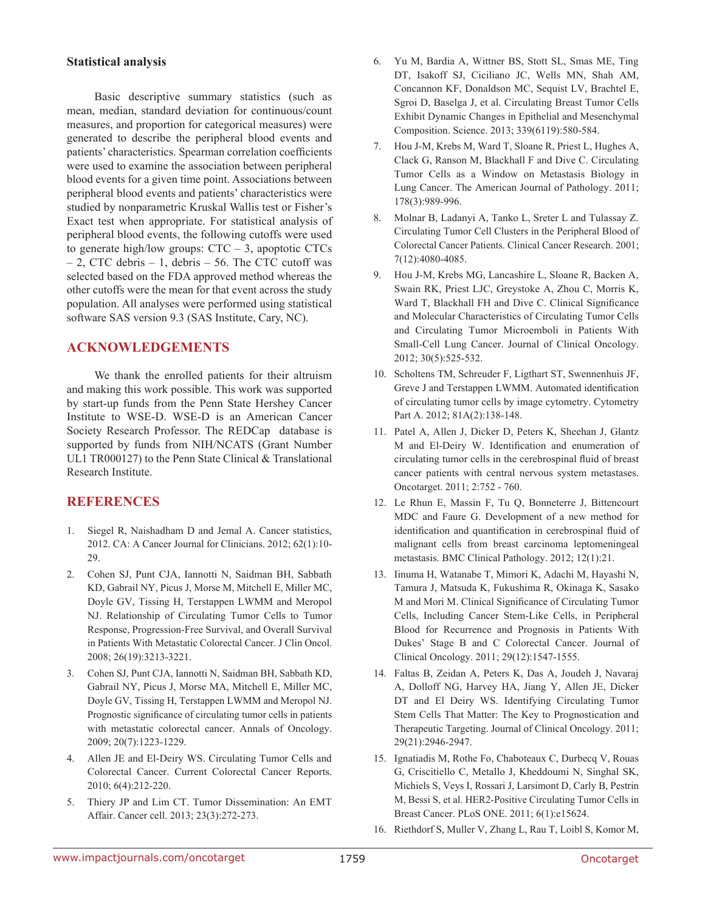### Statistical analysis

Basic descriptive summary statistics (such as mean, median, standard deviation for continuous/count measures, and proportion for categorical measures) were generated to describe the peripheral blood events and patients' characteristics. Spearman correlation coefficients were used to examine the association between peripheral blood events for a given time point. Associations between peripheral blood events and patients' characteristics were studied by nonparametric Kruskal Wallis test or Fisher's Exact test when appropriate. For statistical analysis of peripheral blood events, the following cutoffs were used to generate high/low groups: CTC – 3, apoptotic CTCs – 2, CTC debris – 1, debris – 56. The CTC cutoff was selected based on the FDA approved method whereas the other cutoffs were the mean for that event across the study population. All analyses were performed using statistical software SAS version 9.3 (SAS Institute, Cary, NC).

## ACKNOWLEDGEMENTS

We thank the enrolled patients for their altruism and making this work possible. This work was supported by start-up funds from the Penn State Hershey Cancer Institute to WSE-D. WSE-D is an American Cancer Society Research Professor. The REDCap database is supported by funds from NIH/NCATS (Grant Number UL1 TR000127) to the Penn State Clinical & Translational Research Institute.

## REFERENCES

1. Siegel R, Naishadham D and Jemal A. Cancer statistics, 2012. CA: A Cancer Journal for Clinicians. 2012; 62(1):10-29.
2. Cohen SJ, Punt CJA, Iannotti N, Saidman BH, Sabbath KD, Gabrail NY, Picus J, Morse M, Mitchell E, Miller MC, Doyle GV, Tissing H, Terstappen LWMM and Meropol NJ. Relationship of Circulating Tumor Cells to Tumor Response, Progression-Free Survival, and Overall Survival in Patients With Metastatic Colorectal Cancer. J Clin Oncol. 2008; 26(19):3213-3221.
3. Cohen SJ, Punt CJA, Iannotti N, Saidman BH, Sabbath KD, Gabrail NY, Picus J, Morse MA, Mitchell E, Miller MC, Doyle GV, Tissing H, Terstappen LWMM and Meropol NJ. Prognostic significance of circulating tumor cells in patients with metastatic colorectal cancer. Annals of Oncology. 2009; 20(7):1223-1229.
4. Allen JE and El-Deiry WS. Circulating Tumor Cells and Colorectal Cancer. Current Colorectal Cancer Reports. 2010; 6(4):212-220.
5. Thiery JP and Lim CT. Tumor Dissemination: An EMT Affair. Cancer cell. 2013; 23(3):272-273.
6. Yu M, Bardia A, Wittner BS, Stott SL, Smas ME, Ting DT, Isakoff SJ, Ciciliano JC, Wells MN, Shah AM, Concannon KF, Donaldson MC, Sequist LV, Brachtel E, Sgroi D, Baselga J, et al. Circulating Breast Tumor Cells Exhibit Dynamic Changes in Epithelial and Mesenchymal Composition. Science. 2013; 339(6119):580-584.
7. Hou J-M, Krebs M, Ward T, Sloane R, Priest L, Hughes A, Clack G, Ranson M, Blackhall F and Dive C. Circulating Tumor Cells as a Window on Metastasis Biology in Lung Cancer. The American Journal of Pathology. 2011; 178(3):989-996.
8. Molnar B, Ladanyi A, Tanko L, Sreter L and Tulassay Z. Circulating Tumor Cell Clusters in the Peripheral Blood of Colorectal Cancer Patients. Clinical Cancer Research. 2001; 7(12):4080-4085.
9. Hou J-M, Krebs MG, Lancashire L, Sloane R, Backen A, Swain RK, Priest LJC, Greystoke A, Zhou C, Morris K, Ward T, Blackhall FH and Dive C. Clinical Significance and Molecular Characteristics of Circulating Tumor Cells and Circulating Tumor Microemboli in Patients With Small-Cell Lung Cancer. Journal of Clinical Oncology. 2012; 30(5):525-532.
10. Scholtens TM, Schreuder F, Ligthart ST, Swennenhuis JF, Greve J and Terstappen LWMM. Automated identification of circulating tumor cells by image cytometry. Cytometry Part A. 2012; 81A(2):138-148.
11. Patel A, Allen J, Dicker D, Peters K, Sheehan J, Glantz M and El-Deiry W. Identification and enumeration of circulating tumor cells in the cerebrospinal fluid of breast cancer patients with central nervous system metastases. Oncotarget. 2011; 2:752 - 760.
12. Le Rhun E, Massin F, Tu Q, Bonneterre J, Bittencourt MDC and Faure G. Development of a new method for identification and quantification in cerebrospinal fluid of malignant cells from breast carcinoma leptomeningeal metastasis. BMC Clinical Pathology. 2012; 12(1):21.
13. Iinuma H, Watanabe T, Mimori K, Adachi M, Hayashi N, Tamura J, Matsuda K, Fukushima R, Okinaga K, Sasako M and Mori M. Clinical Significance of Circulating Tumor Cells, Including Cancer Stem-Like Cells, in Peripheral Blood for Recurrence and Prognosis in Patients With Dukes' Stage B and C Colorectal Cancer. Journal of Clinical Oncology. 2011; 29(12):1547-1555.
14. Faltas B, Zeidan A, Peters K, Das A, Joudeh J, Navaraj A, Dolloff NG, Harvey HA, Jiang Y, Allen JE, Dicker DT and El Deiry WS. Identifying Circulating Tumor Stem Cells That Matter: The Key to Prognostication and Therapeutic Targeting. Journal of Clinical Oncology. 2011; 29(21):2946-2947.
15. Ignatiadis M, Rothe Fo, Chaboteaux C, Durbecq V, Rouas G, Criscitiello C, Metallo J, Kheddoumi N, Singhal SK, Michiels S, Veys I, Rossari J, Larsimont D, Carly B, Pestrin M, Bessi S, et al. HER2-Positive Circulating Tumor Cells in Breast Cancer. PLoS ONE. 2011; 6(1):e15624.
16. Riethdorf S, Muller V, Zhang L, Rau T, Loibl S, Komor M,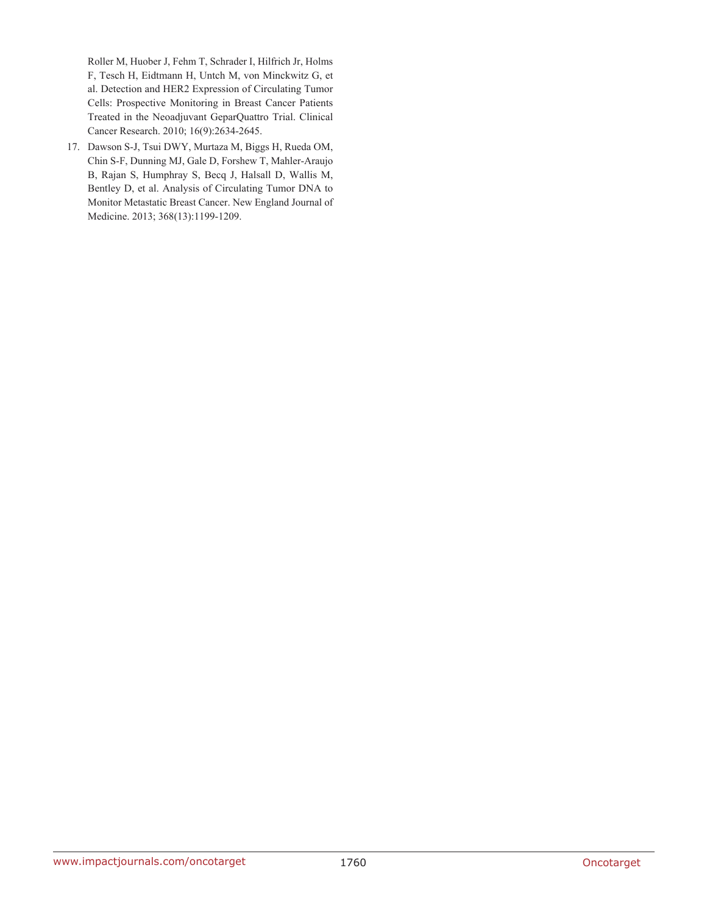Roller M, Huober J, Fehm T, Schrader I, Hilfrich Jr, Holms F, Tesch H, Eidtmann H, Untch M, von Minckwitz G, et al. Detection and HER2 Expression of Circulating Tumor Cells: Prospective Monitoring in Breast Cancer Patients Treated in the Neoadjuvant GeparQuattro Trial. Clinical Cancer Research. 2010; 16(9):2634-2645.

17. Dawson S-J, Tsui DWY, Murtaza M, Biggs H, Rueda OM, Chin S-F, Dunning MJ, Gale D, Forshew T, Mahler-Araujo B, Rajan S, Humphray S, Becq J, Halsall D, Wallis M, Bentley D, et al. Analysis of Circulating Tumor DNA to Monitor Metastatic Breast Cancer. New England Journal of Medicine. 2013; 368(13):1199-1209.